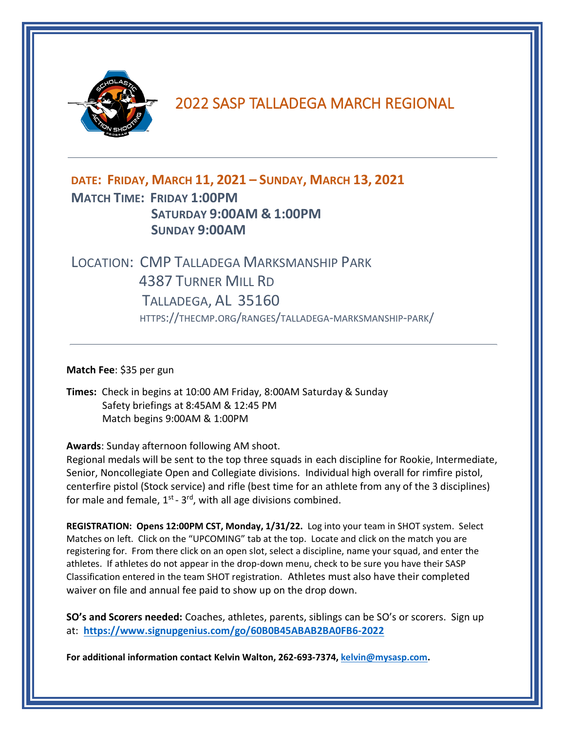# 2022 SASP TALLADEGA MARCH REGIONAL

**DATE: FRIDAY, MARCH 11, 2021 – SUNDAY, MARCH 13, 2021**

**MATCH TIME: FRIDAY 1:00PM**
**SATURDAY 9:00AM & 1:00PM**
**SUNDAY 9:00AM**

LOCATION: CMP TALLADEGA MARKSMANSHIP PARK
4387 TURNER MILL RD
TALLADEGA, AL 35160
HTTPS://THECMP.ORG/RANGES/TALLADEGA-MARKSMANSHIP-PARK/

---

**Match Fee**: $35 per gun

**Times:** Check in begins at 10:00 AM Friday, 8:00AM Saturday & Sunday
Safety briefings at 8:45AM & 12:45 PM
Match begins 9:00AM & 1:00PM

**Awards**: Sunday afternoon following AM shoot.
Regional medals will be sent to the top three squads in each discipline for Rookie, Intermediate, Senior, Noncollegiate Open and Collegiate divisions. Individual high overall for rimfire pistol, centerfire pistol (Stock service) and rifle (best time for an athlete from any of the 3 disciplines) for male and female, 1st - 3rd, with all age divisions combined.

**REGISTRATION: Opens 12:00PM CST, Monday, 1/31/22.** Log into your team in SHOT system. Select Matches on left. Click on the "UPCOMING" tab at the top. Locate and click on the match you are registering for. From there click on an open slot, select a discipline, name your squad, and enter the athletes. If athletes do not appear in the drop-down menu, check to be sure you have their SASP Classification entered in the team SHOT registration. Athletes must also have their completed waiver on file and annual fee paid to show up on the drop down.

**SO's and Scorers needed:** Coaches, athletes, parents, siblings can be SO's or scorers. Sign up at: **https://www.signupgenius.com/go/60B0B45ABAB2BA0FB6-2022**

**For additional information contact Kelvin Walton, 262-693-7374, kelvin@mysasp.com.**